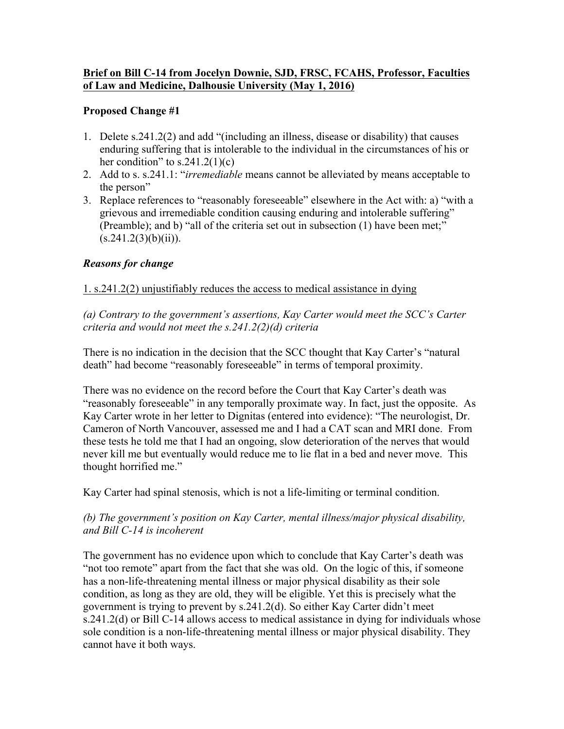**Brief on Bill C-14 from Jocelyn Downie, SJD, FRSC, FCAHS, Professor, Faculties of Law and Medicine, Dalhousie University (May 1, 2016)**

**Proposed Change #1**

1. Delete s.241.2(2) and add "(including an illness, disease or disability) that causes enduring suffering that is intolerable to the individual in the circumstances of his or her condition" to s.241.2(1)(c)
2. Add to s. s.241.1: "*irremediable* means cannot be alleviated by means acceptable to the person"
3. Replace references to "reasonably foreseeable" elsewhere in the Act with: a) "with a grievous and irremediable condition causing enduring and intolerable suffering" (Preamble); and b) "all of the criteria set out in subsection (1) have been met;" (s.241.2(3)(b)(ii)).

***Reasons for change***

1. s.241.2(2) unjustifiably reduces the access to medical assistance in dying

*(a) Contrary to the government's assertions, Kay Carter would meet the SCC's Carter criteria and would not meet the s.241.2(2)(d) criteria*

There is no indication in the decision that the SCC thought that Kay Carter's "natural death" had become "reasonably foreseeable" in terms of temporal proximity.

There was no evidence on the record before the Court that Kay Carter's death was "reasonably foreseeable" in any temporally proximate way. In fact, just the opposite. As Kay Carter wrote in her letter to Dignitas (entered into evidence): "The neurologist, Dr. Cameron of North Vancouver, assessed me and I had a CAT scan and MRI done. From these tests he told me that I had an ongoing, slow deterioration of the nerves that would never kill me but eventually would reduce me to lie flat in a bed and never move. This thought horrified me."

Kay Carter had spinal stenosis, which is not a life-limiting or terminal condition.

*(b) The government's position on Kay Carter, mental illness/major physical disability, and Bill C-14 is incoherent*

The government has no evidence upon which to conclude that Kay Carter's death was "not too remote" apart from the fact that she was old. On the logic of this, if someone has a non-life-threatening mental illness or major physical disability as their sole condition, as long as they are old, they will be eligible. Yet this is precisely what the government is trying to prevent by s.241.2(d). So either Kay Carter didn't meet s.241.2(d) or Bill C-14 allows access to medical assistance in dying for individuals whose sole condition is a non-life-threatening mental illness or major physical disability. They cannot have it both ways.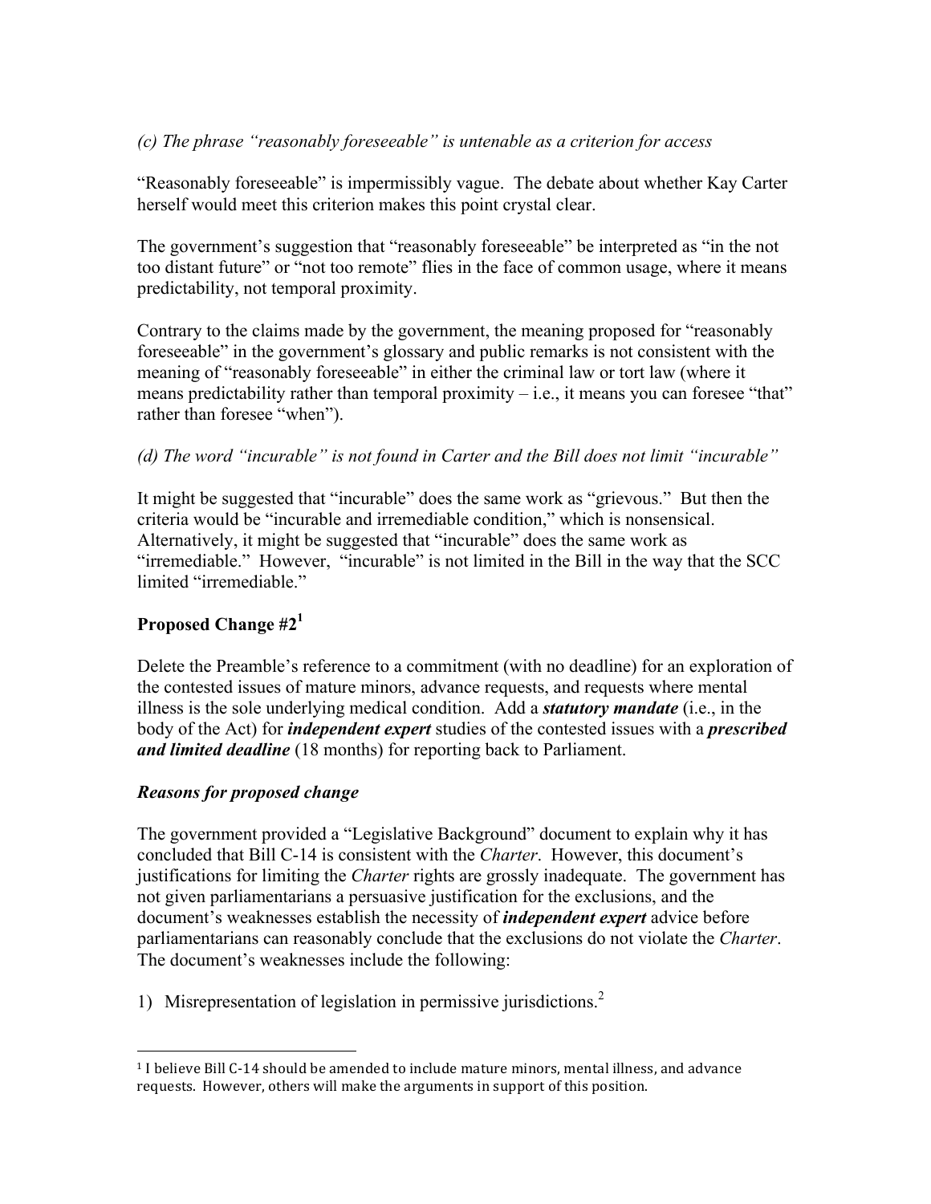*(c) The phrase "reasonably foreseeable" is untenable as a criterion for access*

"Reasonably foreseeable" is impermissibly vague. The debate about whether Kay Carter herself would meet this criterion makes this point crystal clear.

The government's suggestion that "reasonably foreseeable" be interpreted as "in the not too distant future" or "not too remote" flies in the face of common usage, where it means predictability, not temporal proximity.

Contrary to the claims made by the government, the meaning proposed for "reasonably foreseeable" in the government's glossary and public remarks is not consistent with the meaning of "reasonably foreseeable" in either the criminal law or tort law (where it means predictability rather than temporal proximity – i.e., it means you can foresee "that" rather than foresee "when").

*(d) The word "incurable" is not found in Carter and the Bill does not limit "incurable"*

It might be suggested that "incurable" does the same work as "grievous." But then the criteria would be "incurable and irremediable condition," which is nonsensical. Alternatively, it might be suggested that "incurable" does the same work as "irremediable." However, "incurable" is not limited in the Bill in the way that the SCC limited "irremediable."

**Proposed Change #2[1]**

Delete the Preamble's reference to a commitment (with no deadline) for an exploration of the contested issues of mature minors, advance requests, and requests where mental illness is the sole underlying medical condition. Add a ***statutory mandate*** (i.e., in the body of the Act) for ***independent expert*** studies of the contested issues with a ***prescribed and limited deadline*** (18 months) for reporting back to Parliament.

***Reasons for proposed change***

The government provided a "Legislative Background" document to explain why it has concluded that Bill C-14 is consistent with the *Charter*. However, this document's justifications for limiting the *Charter* rights are grossly inadequate. The government has not given parliamentarians a persuasive justification for the exclusions, and the document's weaknesses establish the necessity of ***independent expert*** advice before parliamentarians can reasonably conclude that the exclusions do not violate the *Charter*. The document's weaknesses include the following:

1) Misrepresentation of legislation in permissive jurisdictions.[2]

---

[1] I believe Bill C-14 should be amended to include mature minors, mental illness, and advance requests. However, others will make the arguments in support of this position.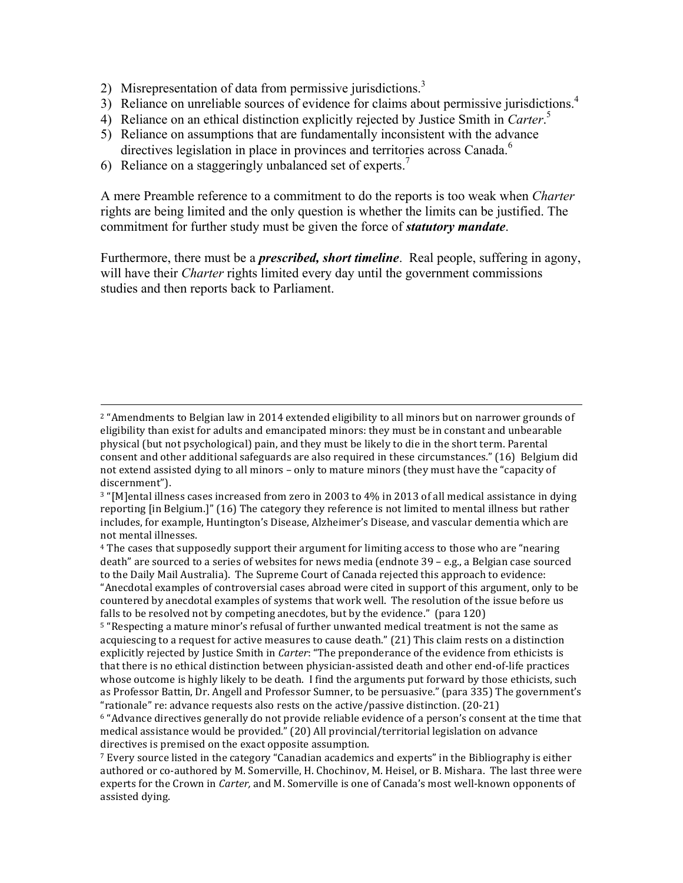2) Misrepresentation of data from permissive jurisdictions.[3]
3) Reliance on unreliable sources of evidence for claims about permissive jurisdictions.[4]
4) Reliance on an ethical distinction explicitly rejected by Justice Smith in *Carter*.[5]
5) Reliance on assumptions that are fundamentally inconsistent with the advance directives legislation in place in provinces and territories across Canada.[6]
6) Reliance on a staggeringly unbalanced set of experts.[7]

A mere Preamble reference to a commitment to do the reports is too weak when *Charter* rights are being limited and the only question is whether the limits can be justified. The commitment for further study must be given the force of ***statutory mandate***.

Furthermore, there must be a ***prescribed, short timeline***. Real people, suffering in agony, will have their *Charter* rights limited every day until the government commissions studies and then reports back to Parliament.

---

[2] "Amendments to Belgian law in 2014 extended eligibility to all minors but on narrower grounds of eligibility than exist for adults and emancipated minors: they must be in constant and unbearable physical (but not psychological) pain, and they must be likely to die in the short term. Parental consent and other additional safeguards are also required in these circumstances." (16) Belgium did not extend assisted dying to all minors – only to mature minors (they must have the "capacity of discernment").

[3] "[M]ental illness cases increased from zero in 2003 to 4% in 2013 of all medical assistance in dying reporting [in Belgium.]" (16) The category they reference is not limited to mental illness but rather includes, for example, Huntington's Disease, Alzheimer's Disease, and vascular dementia which are not mental illnesses.

[4] The cases that supposedly support their argument for limiting access to those who are "nearing death" are sourced to a series of websites for news media (endnote 39 – e.g., a Belgian case sourced to the Daily Mail Australia). The Supreme Court of Canada rejected this approach to evidence: "Anecdotal examples of controversial cases abroad were cited in support of this argument, only to be countered by anecdotal examples of systems that work well. The resolution of the issue before us falls to be resolved not by competing anecdotes, but by the evidence." (para 120)

[5] "Respecting a mature minor's refusal of further unwanted medical treatment is not the same as acquiescing to a request for active measures to cause death." (21) This claim rests on a distinction explicitly rejected by Justice Smith in *Carter*: "The preponderance of the evidence from ethicists is that there is no ethical distinction between physician-assisted death and other end-of-life practices whose outcome is highly likely to be death. I find the arguments put forward by those ethicists, such as Professor Battin, Dr. Angell and Professor Sumner, to be persuasive." (para 335) The government's "rationale" re: advance requests also rests on the active/passive distinction. (20-21)

[6] "Advance directives generally do not provide reliable evidence of a person's consent at the time that medical assistance would be provided." (20) All provincial/territorial legislation on advance directives is premised on the exact opposite assumption.

[7] Every source listed in the category "Canadian academics and experts" in the Bibliography is either authored or co-authored by M. Somerville, H. Chochinov, M. Heisel, or B. Mishara. The last three were experts for the Crown in *Carter,* and M. Somerville is one of Canada's most well-known opponents of assisted dying.